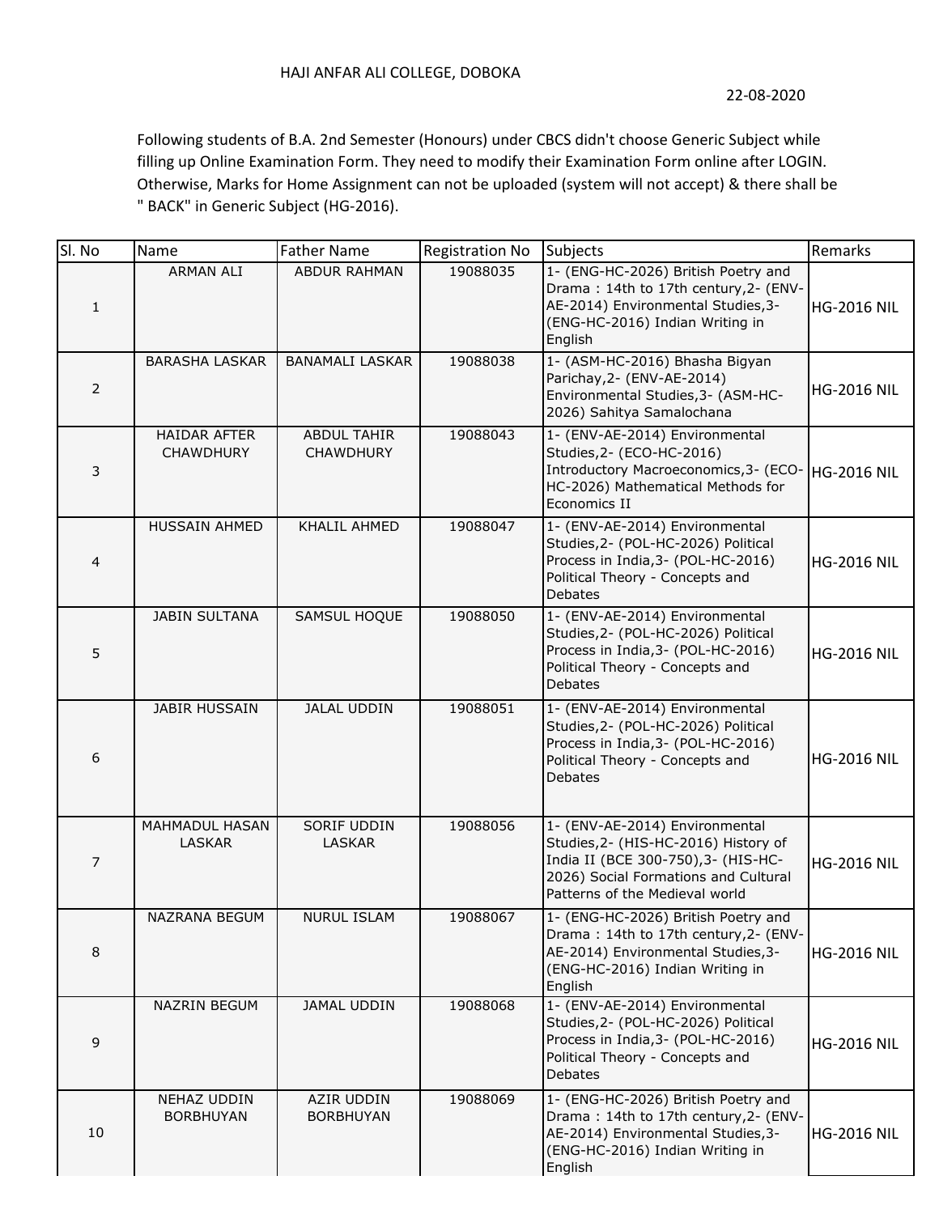HAJI ANFAR ALI COLLEGE, DOBOKA

22-08-2020

Following students of B.A. 2nd Semester (Honours) under CBCS didn't choose Generic Subject while filling up Online Examination Form. They need to modify their Examination Form online after LOGIN. Otherwise, Marks for Home Assignment can not be uploaded (system will not accept) & there shall be " BACK" in Generic Subject (HG-2016).

| Sl. No | Name | Father Name | Registration No | Subjects | Remarks |
|---|---|---|---|---|---|
| 1 | ARMAN ALI | ABDUR RAHMAN | 19088035 | 1- (ENG-HC-2026) British Poetry and Drama : 14th to 17th century,2- (ENV-AE-2014) Environmental Studies,3- (ENG-HC-2016) Indian Writing in English | HG-2016 NIL |
| 2 | BARASHA LASKAR | BANAMALI LASKAR | 19088038 | 1- (ASM-HC-2016) Bhasha Bigyan Parichay,2- (ENV-AE-2014) Environmental Studies,3- (ASM-HC-2026) Sahitya Samalochana | HG-2016 NIL |
| 3 | HAIDAR AFTER CHAWDHURY | ABDUL TAHIR CHAWDHURY | 19088043 | 1- (ENV-AE-2014) Environmental Studies,2- (ECO-HC-2016) Introductory Macroeconomics,3- (ECO-HC-2026) Mathematical Methods for Economics II | HG-2016 NIL |
| 4 | HUSSAIN AHMED | KHALIL AHMED | 19088047 | 1- (ENV-AE-2014) Environmental Studies,2- (POL-HC-2026) Political Process in India,3- (POL-HC-2016) Political Theory - Concepts and Debates | HG-2016 NIL |
| 5 | JABIN SULTANA | SAMSUL HOQUE | 19088050 | 1- (ENV-AE-2014) Environmental Studies,2- (POL-HC-2026) Political Process in India,3- (POL-HC-2016) Political Theory - Concepts and Debates | HG-2016 NIL |
| 6 | JABIR HUSSAIN | JALAL UDDIN | 19088051 | 1- (ENV-AE-2014) Environmental Studies,2- (POL-HC-2026) Political Process in India,3- (POL-HC-2016) Political Theory - Concepts and Debates | HG-2016 NIL |
| 7 | MAHMADUL HASAN LASKAR | SORIF UDDIN LASKAR | 19088056 | 1- (ENV-AE-2014) Environmental Studies,2- (HIS-HC-2016) History of India II (BCE 300-750),3- (HIS-HC-2026) Social Formations and Cultural Patterns of the Medieval world | HG-2016 NIL |
| 8 | NAZRANA BEGUM | NURUL ISLAM | 19088067 | 1- (ENG-HC-2026) British Poetry and Drama : 14th to 17th century,2- (ENV-AE-2014) Environmental Studies,3- (ENG-HC-2016) Indian Writing in English | HG-2016 NIL |
| 9 | NAZRIN BEGUM | JAMAL UDDIN | 19088068 | 1- (ENV-AE-2014) Environmental Studies,2- (POL-HC-2026) Political Process in India,3- (POL-HC-2016) Political Theory - Concepts and Debates | HG-2016 NIL |
| 10 | NEHAZ UDDIN BORBHUYAN | AZIR UDDIN BORBHUYAN | 19088069 | 1- (ENG-HC-2026) British Poetry and Drama : 14th to 17th century,2- (ENV-AE-2014) Environmental Studies,3- (ENG-HC-2016) Indian Writing in English | HG-2016 NIL |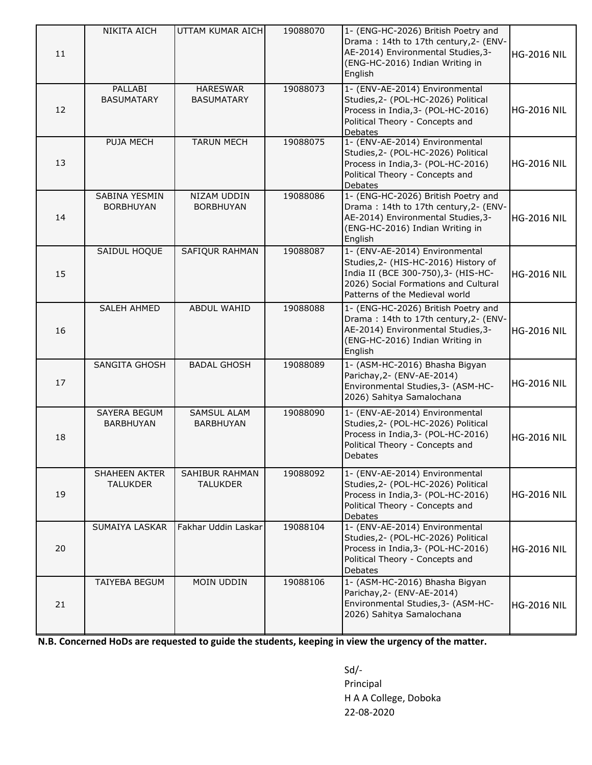| | | | | | |
|---|---|---|---|---|---|
| 11 | NIKITA AICH | UTTAM KUMAR AICH | 19088070 | 1- (ENG-HC-2026) British Poetry and Drama : 14th to 17th century,2- (ENV-AE-2014) Environmental Studies,3- (ENG-HC-2016) Indian Writing in English | HG-2016 NIL |
| 12 | PALLABI BASUMATARY | HARESWAR BASUMATARY | 19088073 | 1- (ENV-AE-2014) Environmental Studies,2- (POL-HC-2026) Political Process in India,3- (POL-HC-2016) Political Theory - Concepts and Debates | HG-2016 NIL |
| 13 | PUJA MECH | TARUN MECH | 19088075 | 1- (ENV-AE-2014) Environmental Studies,2- (POL-HC-2026) Political Process in India,3- (POL-HC-2016) Political Theory - Concepts and Debates | HG-2016 NIL |
| 14 | SABINA YESMIN BORBHUYAN | NIZAM UDDIN BORBHUYAN | 19088086 | 1- (ENG-HC-2026) British Poetry and Drama : 14th to 17th century,2- (ENV-AE-2014) Environmental Studies,3- (ENG-HC-2016) Indian Writing in English | HG-2016 NIL |
| 15 | SAIDUL HOQUE | SAFIQUR RAHMAN | 19088087 | 1- (ENV-AE-2014) Environmental Studies,2- (HIS-HC-2016) History of India II (BCE 300-750),3- (HIS-HC-2026) Social Formations and Cultural Patterns of the Medieval world | HG-2016 NIL |
| 16 | SALEH AHMED | ABDUL WAHID | 19088088 | 1- (ENG-HC-2026) British Poetry and Drama : 14th to 17th century,2- (ENV-AE-2014) Environmental Studies,3- (ENG-HC-2016) Indian Writing in English | HG-2016 NIL |
| 17 | SANGITA GHOSH | BADAL GHOSH | 19088089 | 1- (ASM-HC-2016) Bhasha Bigyan Parichay,2- (ENV-AE-2014) Environmental Studies,3- (ASM-HC-2026) Sahitya Samalochana | HG-2016 NIL |
| 18 | SAYERA BEGUM BARBHUYAN | SAMSUL ALAM BARBHUYAN | 19088090 | 1- (ENV-AE-2014) Environmental Studies,2- (POL-HC-2026) Political Process in India,3- (POL-HC-2016) Political Theory - Concepts and Debates | HG-2016 NIL |
| 19 | SHAHEEN AKTER TALUKDER | SAHIBUR RAHMAN TALUKDER | 19088092 | 1- (ENV-AE-2014) Environmental Studies,2- (POL-HC-2026) Political Process in India,3- (POL-HC-2016) Political Theory - Concepts and Debates | HG-2016 NIL |
| 20 | SUMAIYA LASKAR | Fakhar Uddin Laskar | 19088104 | 1- (ENV-AE-2014) Environmental Studies,2- (POL-HC-2026) Political Process in India,3- (POL-HC-2016) Political Theory - Concepts and Debates | HG-2016 NIL |
| 21 | TAIYEBA BEGUM | MOIN UDDIN | 19088106 | 1- (ASM-HC-2016) Bhasha Bigyan Parichay,2- (ENV-AE-2014) Environmental Studies,3- (ASM-HC-2026) Sahitya Samalochana | HG-2016 NIL |

**N.B. Concerned HoDs are requested to guide the students, keeping in view the urgency of the matter.**

Sd/-
Principal
H A A College, Doboka
22-08-2020